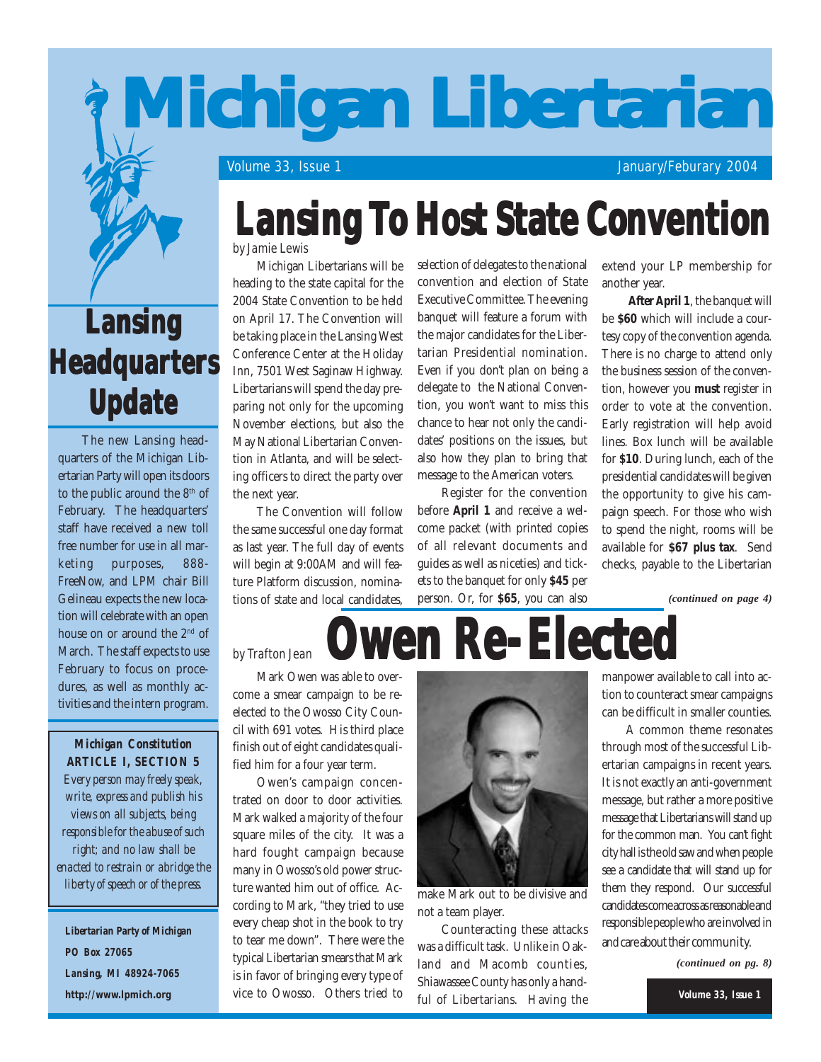# Michigan Libertarian

Volume 33, Issue 1 — January/Feburary 2004

## Lansing To Host State Convention

*by Jamie Lewis*

Michigan Libertarians will be heading to the state capital for the 2004 State Convention to be held on April 17. The Convention will be taking place in the Lansing West Conference Center at the Holiday Inn, 7501 West Saginaw Highway. Libertarians will spend the day preparing not only for the upcoming November elections, but also the May National Libertarian Convention in Atlanta, and will be selecting officers to direct the party over the next year.

The Convention will follow the same successful one day format as last year. The full day of events will begin at 9:00AM and will feature Platform discussion, nominations of state and local candidates, selection of delegates to the national convention and election of State Executive Committee. The evening banquet will feature a forum with the major candidates for the Libertarian Presidential nomination. Even if you don't plan on being a delegate to the National Convention, you won't want to miss this chance to hear not only the candidates' positions on the issues, but also how they plan to bring that message to the American voters.

Register for the convention before **April 1** and receive a welcome packet (with printed copies of all relevant documents and guides as well as niceties) and tickets to the banquet for only **$45** per person. Or, for **$65**, you can also extend your LP membership for another year.

**After April 1**, the banquet will be **$60** which will include a courtesy copy of the convention agenda. There is no charge to attend only the business session of the convention, however you **must** register in order to vote at the convention. Early registration will help avoid lines. Box lunch will be available for **$10**. During lunch, each of the presidential candidates will be given the opportunity to give his campaign speech. For those who wish to spend the night, rooms will be available for **$67 plus tax**. Send checks, payable to the Libertarian

***(continued on page 4)***

## Lansing Headquarters Update

The new Lansing headquarters of the Michigan Libertarian Party will open its doors to the public around the 8th of February. The headquarters' staff have received a new toll free number for use in all marketing purposes, 888-FreeNow, and LPM chair Bill Gelineau expects the new location will celebrate with an open house on or around the 2nd of March. The staff expects to use February to focus on procedures, as well as monthly activities and the intern program.

**Michigan Constitution**
**ARTICLE I, SECTION 5**

*Every person may freely speak, write, express and publish his views on all subjects, being responsible for the abuse of such right; and no law shall be enacted to restrain or abridge the liberty of speech or of the press.*

**Libertarian Party of Michigan**
**PO Box 27065**
**Lansing, MI 48924-7065**
**http://www.lpmich.org**

## Owen Re-Elected

*by Trafton Jean*

Mark Owen was able to overcome a smear campaign to be re-elected to the Owosso City Council with 691 votes. His third place finish out of eight candidates qualified him for a four year term.

Owen's campaign concentrated on door to door activities. Mark walked a majority of the four square miles of the city. It was a hard fought campaign because many in Owosso's old power structure wanted him out of office. According to Mark, "they tried to use every cheap shot in the book to try to tear me down". There were the typical Libertarian smears that Mark is in favor of bringing every type of vice to Owosso. Others tried to make Mark out to be divisive and not a team player.

Counteracting these attacks was a difficult task. Unlike in Oakland and Macomb counties, Shiawassee County has only a handful of Libertarians. Having the manpower available to call into action to counteract smear campaigns can be difficult in smaller counties.

A common theme resonates through most of the successful Libertarian campaigns in recent years. It is not exactly an anti-government message, but rather a more positive message that Libertarians will stand up for the common man. You can't fight city hall is the old saw and when people see a candidate that will stand up for them they respond. Our successful candidates come across as reasonable and responsible people who are involved in and care about their community.

***(continued on pg. 8)***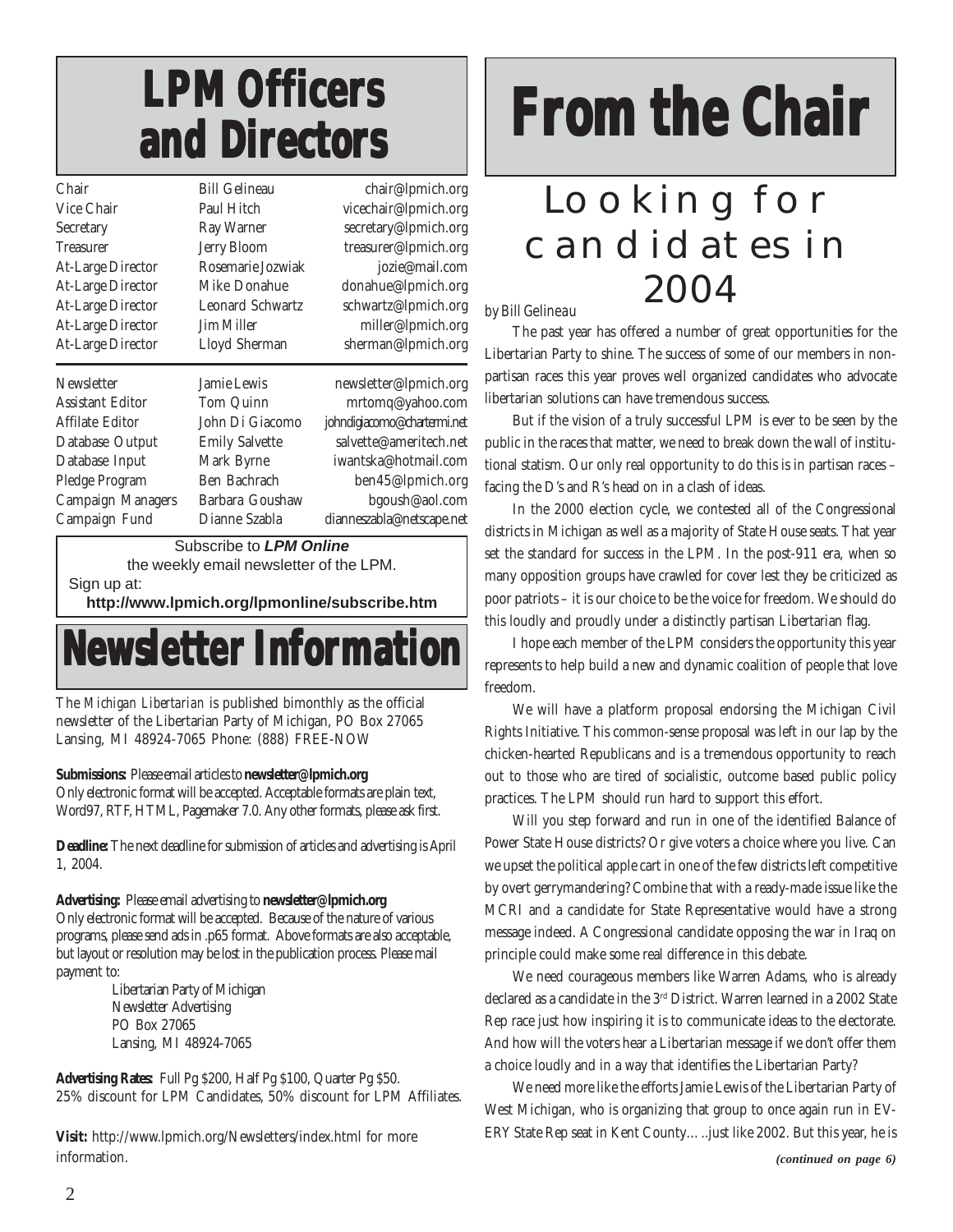# LPM Officers and Directors

| | | |
|---|---|---|
| Chair | Bill Gelineau | chair@lpmich.org |
| Vice Chair | Paul Hitch | vicechair@lpmich.org |
| Secretary | Ray Warner | secretary@lpmich.org |
| Treasurer | Jerry Bloom | treasurer@lpmich.org |
| At-Large Director | Rosemarie Jozwiak | jozie@mail.com |
| At-Large Director | Mike Donahue | donahue@lpmich.org |
| At-Large Director | Leonard Schwartz | schwartz@lpmich.org |
| At-Large Director | Jim Miller | miller@lpmich.org |
| At-Large Director | Lloyd Sherman | sherman@lpmich.org |

| | | |
|---|---|---|
| Newsletter | Jamie Lewis | newsletter@lpmich.org |
| Assistant Editor | Tom Quinn | mrtomq@yahoo.com |
| Affilate Editor | John Di Giacomo | johndigiacomo@chartermi.net |
| Database Output | Emily Salvette | salvette@ameritech.net |
| Database Input | Mark Byrne | iwantska@hotmail.com |
| Pledge Program | Ben Bachrach | ben45@lpmich.org |
| Campaign Managers | Barbara Goushaw | bgoush@aol.com |
| Campaign Fund | Dianne Szabla | dianneszabla@netscape.net |

Subscribe to ***LPM Online***
the weekly email newsletter of the LPM.
Sign up at:
**http://www.lpmich.org/lpmonline/subscribe.htm**

# Newsletter Information

The *Michigan Libertarian* is published bimonthly as the official newsletter of the Libertarian Party of Michigan, PO Box 27065 Lansing, MI 48924-7065 Phone: (888) FREE-NOW

**Submissions:** Please email articles to **newsletter@lpmich.org**
Only electronic format will be accepted. Acceptable formats are plain text, Word97, RTF, HTML, Pagemaker 7.0. Any other formats, please ask first.

**Deadline:** The next deadline for submission of articles and advertising is April 1, 2004.

**Advertising:** Please email advertising to **newsletter@lpmich.org**
Only electronic format will be accepted. Because of the nature of various programs, please send ads in .p65 format. Above formats are also acceptable, but layout or resolution may be lost in the publication process. Please mail payment to:

Libertarian Party of Michigan
Newsletter Advertising
PO Box 27065
Lansing, MI 48924-7065

**Advertising Rates:** Full Pg $200, Half Pg $100, Quarter Pg $50.
25% discount for LPM Candidates, 50% discount for LPM Affiliates.

**Visit:** http://www.lpmich.org/Newsletters/index.html for more information.

# From the Chair

## Looking for candidates in 2004

*by Bill Gelineau*

The past year has offered a number of great opportunities for the Libertarian Party to shine. The success of some of our members in non-partisan races this year proves well organized candidates who advocate libertarian solutions can have tremendous success.

But if the vision of a truly successful LPM is ever to be seen by the public in the races that matter, we need to break down the wall of institutional statism. Our only real opportunity to do this is in partisan races – facing the D's and R's head on in a clash of ideas.

In the 2000 election cycle, we contested all of the Congressional districts in Michigan as well as a majority of State House seats. That year set the standard for success in the LPM. In the post-911 era, when so many opposition groups have crawled for cover lest they be criticized as poor patriots – it is our choice to be the voice for freedom. We should do this loudly and proudly under a distinctly partisan Libertarian flag.

I hope each member of the LPM considers the opportunity this year represents to help build a new and dynamic coalition of people that love freedom.

We will have a platform proposal endorsing the Michigan Civil Rights Initiative. This common-sense proposal was left in our lap by the chicken-hearted Republicans and is a tremendous opportunity to reach out to those who are tired of socialistic, outcome based public policy practices. The LPM should run hard to support this effort.

Will you step forward and run in one of the identified Balance of Power State House districts? Or give voters a choice where you live. Can we upset the political apple cart in one of the few districts left competitive by overt gerrymandering? Combine that with a ready-made issue like the MCRI and a candidate for State Representative would have a strong message indeed. A Congressional candidate opposing the war in Iraq on principle could make some real difference in this debate.

We need courageous members like Warren Adams, who is already declared as a candidate in the 3rd District. Warren learned in a 2002 State Rep race just how inspiring it is to communicate ideas to the electorate. And how will the voters hear a Libertarian message if we don't offer them a choice loudly and in a way that identifies the Libertarian Party?

We need more like the efforts Jamie Lewis of the Libertarian Party of West Michigan, who is organizing that group to once again run in EVERY State Rep seat in Kent County…..just like 2002. But this year, he is

***(continued on page 6)***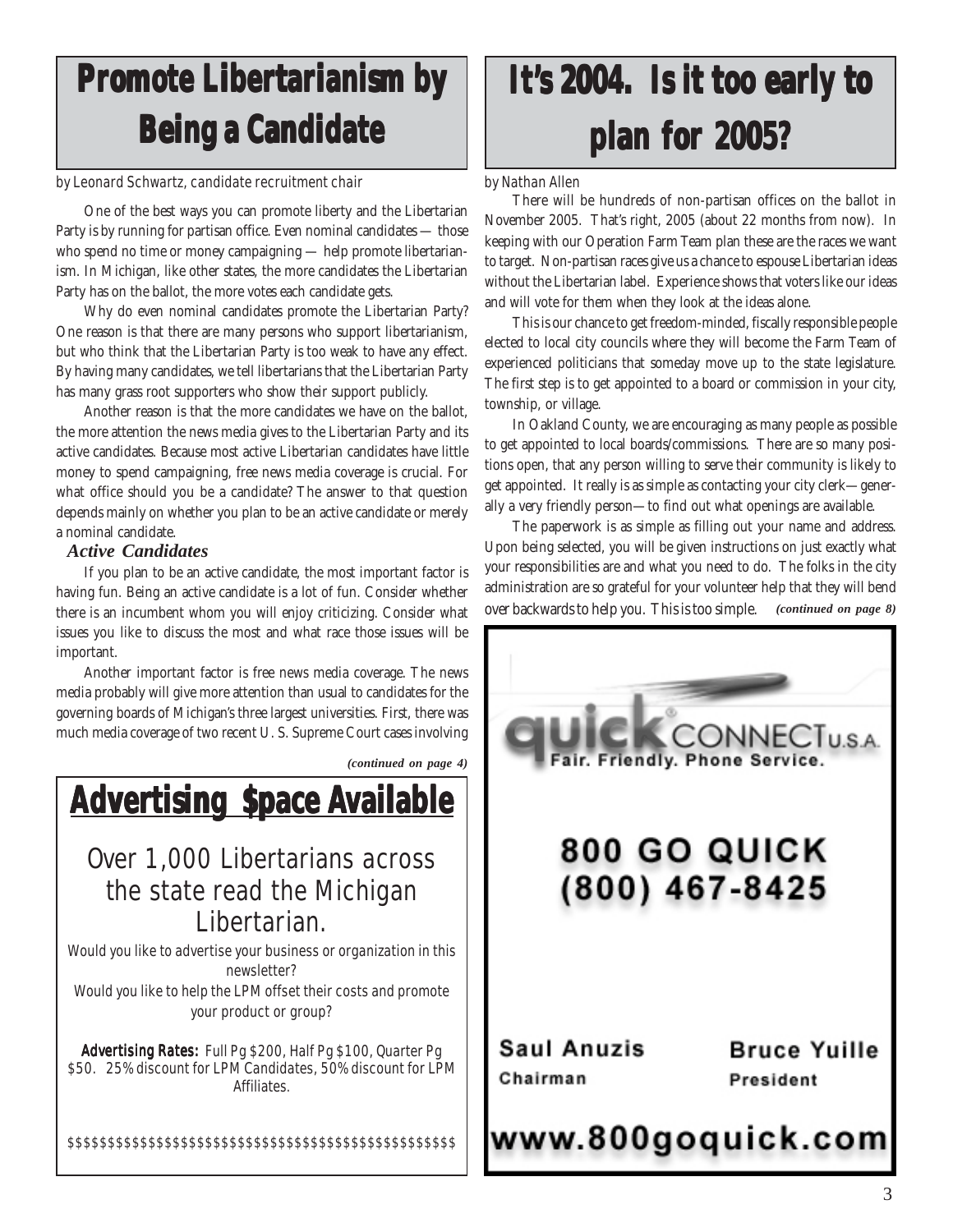# Promote Libertarianism by Being a Candidate

*by Leonard Schwartz, candidate recruitment chair*

One of the best ways you can promote liberty and the Libertarian Party is by running for partisan office. Even nominal candidates — those who spend no time or money campaigning — help promote libertarianism. In Michigan, like other states, the more candidates the Libertarian Party has on the ballot, the more votes each candidate gets.

Why do even nominal candidates promote the Libertarian Party? One reason is that there are many persons who support libertarianism, but who think that the Libertarian Party is too weak to have any effect. By having many candidates, we tell libertarians that the Libertarian Party has many grass root supporters who show their support publicly.

Another reason is that the more candidates we have on the ballot, the more attention the news media gives to the Libertarian Party and its active candidates. Because most active Libertarian candidates have little money to spend campaigning, free news media coverage is crucial. For what office should you be a candidate? The answer to that question depends mainly on whether you plan to be an active candidate or merely a nominal candidate.

### *Active Candidates*

If you plan to be an active candidate, the most important factor is having fun. Being an active candidate is a lot of fun. Consider whether there is an incumbent whom you will enjoy criticizing. Consider what issues you like to discuss the most and what race those issues will be important.

Another important factor is free news media coverage. The news media probably will give more attention than usual to candidates for the governing boards of Michigan's three largest universities. First, there was much media coverage of two recent U. S. Supreme Court cases involving

***(continued on page 4)***

# It's 2004. Is it too early to plan for 2005?

*by Nathan Allen*

There will be hundreds of non-partisan offices on the ballot in November 2005. That's right, 2005 (about 22 months from now). In keeping with our Operation Farm Team plan these are the races we want to target. Non-partisan races give us a chance to espouse Libertarian ideas without the Libertarian label. Experience shows that voters like our ideas and will vote for them when they look at the ideas alone.

This is our chance to get freedom-minded, fiscally responsible people elected to local city councils where they will become the Farm Team of experienced politicians that someday move up to the state legislature. The first step is to get appointed to a board or commission in your city, township, or village.

In Oakland County, we are encouraging as many people as possible to get appointed to local boards/commissions. There are so many positions open, that any person willing to serve their community is likely to get appointed. It really is as simple as contacting your city clerk—generally a very friendly person—to find out what openings are available.

The paperwork is as simple as filling out your name and address. Upon being selected, you will be given instructions on just exactly what your responsibilities are and what you need to do. The folks in the city administration are so grateful for your volunteer help that they will bend over backwards to help you. This is too simple. ***(continued on page 8)***

# Advertising $pace Available

Over 1,000 Libertarians across the state read the Michigan Libertarian.

*Would you like to advertise your business or organization in this newsletter?*

*Would you like to help the LPM offset their costs and promote your product or group?*

**Advertising Rates:** *Full Pg $200, Half Pg $100, Quarter Pg $50. 25% discount for LPM Candidates, 50% discount for LPM Affiliates.*

$$$$$$$$$$$$$$$$$$$$$$$$$$$$$$$$$$$$$$$$$$$$$$$$$$$

quick CONNECT U.S.A.
Fair. Friendly. Phone Service.

**800 GO QUICK**
**(800) 467-8425**

**Saul Anuzis**
Chairman

**Bruce Yuille**
President

**www.800goquick.com**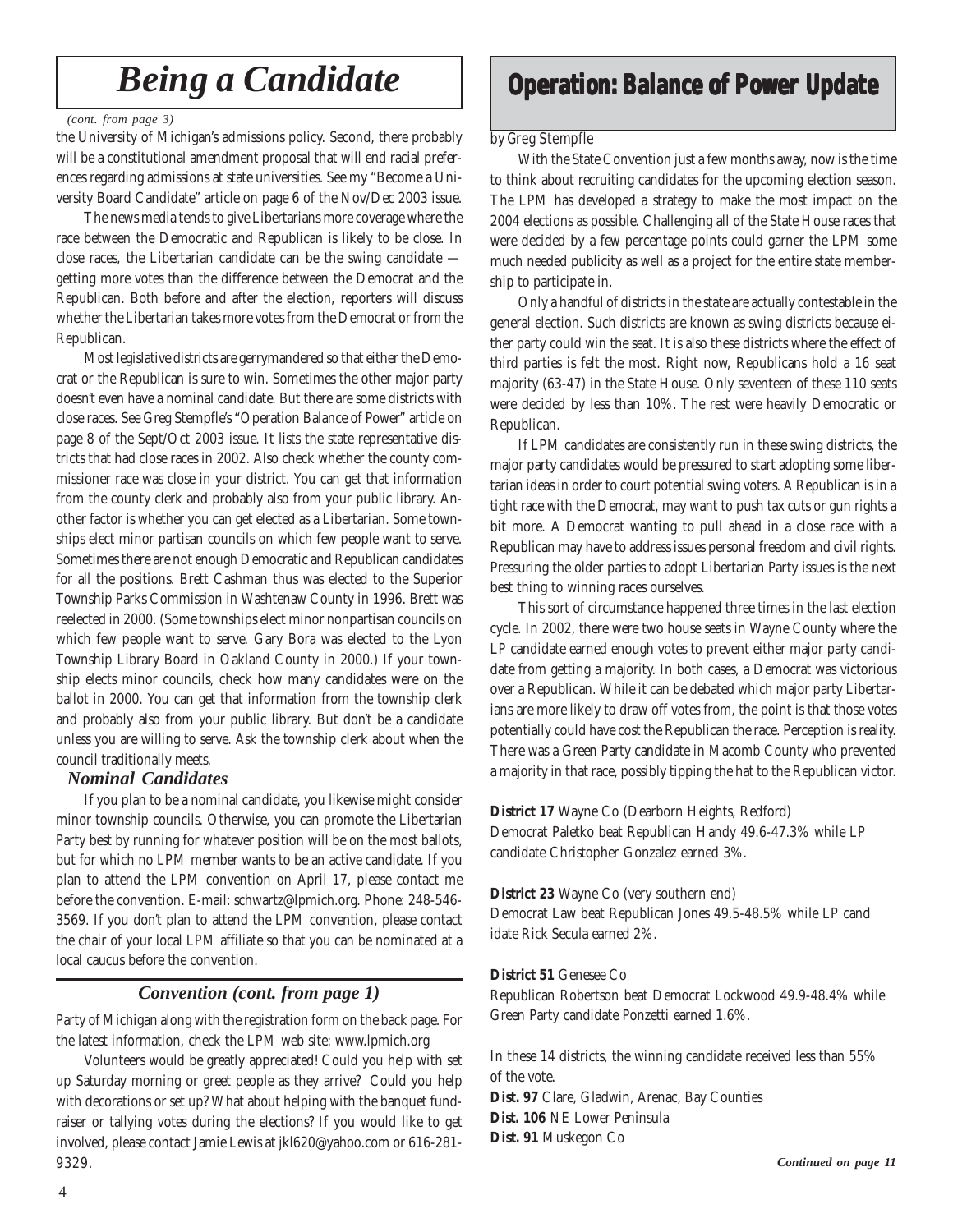# Being a Candidate

*(cont. from page 3)*

the University of Michigan's admissions policy. Second, there probably will be a constitutional amendment proposal that will end racial preferences regarding admissions at state universities. See my "Become a University Board Candidate" article on page 6 of the Nov/Dec 2003 issue.

The news media tends to give Libertarians more coverage where the race between the Democratic and Republican is likely to be close. In close races, the Libertarian candidate can be the swing candidate — getting more votes than the difference between the Democrat and the Republican. Both before and after the election, reporters will discuss whether the Libertarian takes more votes from the Democrat or from the Republican.

Most legislative districts are gerrymandered so that either the Democrat or the Republican is sure to win. Sometimes the other major party doesn't even have a nominal candidate. But there are some districts with close races. See Greg Stempfle's "Operation Balance of Power" article on page 8 of the Sept/Oct 2003 issue. It lists the state representative districts that had close races in 2002. Also check whether the county commissioner race was close in your district. You can get that information from the county clerk and probably also from your public library. Another factor is whether you can get elected as a Libertarian. Some townships elect minor partisan councils on which few people want to serve. Sometimes there are not enough Democratic and Republican candidates for all the positions. Brett Cashman thus was elected to the Superior Township Parks Commission in Washtenaw County in 1996. Brett was reelected in 2000. (Some townships elect minor nonpartisan councils on which few people want to serve. Gary Bora was elected to the Lyon Township Library Board in Oakland County in 2000.) If your township elects minor councils, check how many candidates were on the ballot in 2000. You can get that information from the township clerk and probably also from your public library. But don't be a candidate unless you are willing to serve. Ask the township clerk about when the council traditionally meets.

### Nominal Candidates

If you plan to be a nominal candidate, you likewise might consider minor township councils. Otherwise, you can promote the Libertarian Party best by running for whatever position will be on the most ballots, but for which no LPM member wants to be an active candidate. If you plan to attend the LPM convention on April 17, please contact me before the convention. E-mail: schwartz@lpmich.org. Phone: 248-546-3569. If you don't plan to attend the LPM convention, please contact the chair of your local LPM affiliate so that you can be nominated at a local caucus before the convention.

## Convention (cont. from page 1)

Party of Michigan along with the registration form on the back page. For the latest information, check the LPM web site: www.lpmich.org

Volunteers would be greatly appreciated! Could you help with set up Saturday morning or greet people as they arrive? Could you help with decorations or set up? What about helping with the banquet fundraiser or tallying votes during the elections? If you would like to get involved, please contact Jamie Lewis at jkl620@yahoo.com or 616-281-9329.

# Operation: Balance of Power Update

*by Greg Stempfle*

With the State Convention just a few months away, now is the time to think about recruiting candidates for the upcoming election season. The LPM has developed a strategy to make the most impact on the 2004 elections as possible. Challenging all of the State House races that were decided by a few percentage points could garner the LPM some much needed publicity as well as a project for the entire state membership to participate in.

Only a handful of districts in the state are actually contestable in the general election. Such districts are known as swing districts because either party could win the seat. It is also these districts where the effect of third parties is felt the most. Right now, Republicans hold a 16 seat majority (63-47) in the State House. Only seventeen of these 110 seats were decided by less than 10%. The rest were heavily Democratic or Republican.

If LPM candidates are consistently run in these swing districts, the major party candidates would be pressured to start adopting some libertarian ideas in order to court potential swing voters. A Republican is in a tight race with the Democrat, may want to push tax cuts or gun rights a bit more. A Democrat wanting to pull ahead in a close race with a Republican may have to address issues personal freedom and civil rights. Pressuring the older parties to adopt Libertarian Party issues is the next best thing to winning races ourselves.

This sort of circumstance happened three times in the last election cycle. In 2002, there were two house seats in Wayne County where the LP candidate earned enough votes to prevent either major party candidate from getting a majority. In both cases, a Democrat was victorious over a Republican. While it can be debated which major party Libertarians are more likely to draw off votes from, the point is that those votes potentially could have cost the Republican the race. Perception is reality. There was a Green Party candidate in Macomb County who prevented a majority in that race, possibly tipping the hat to the Republican victor.

**District 17** Wayne Co (Dearborn Heights, Redford)
Democrat Paletko beat Republican Handy 49.6-47.3% while LP candidate Christopher Gonzalez earned 3%.

**District 23** Wayne Co (very southern end)
Democrat Law beat Republican Jones 49.5-48.5% while LP cand idate Rick Secula earned 2%.

**District 51** Genesee Co
Republican Robertson beat Democrat Lockwood 49.9-48.4% while Green Party candidate Ponzetti earned 1.6%.

In these 14 districts, the winning candidate received less than 55% of the vote.

**Dist. 97** Clare, Gladwin, Arenac, Bay Counties
**Dist. 106** NE Lower Peninsula
**Dist. 91** Muskegon Co

*Continued on page 11*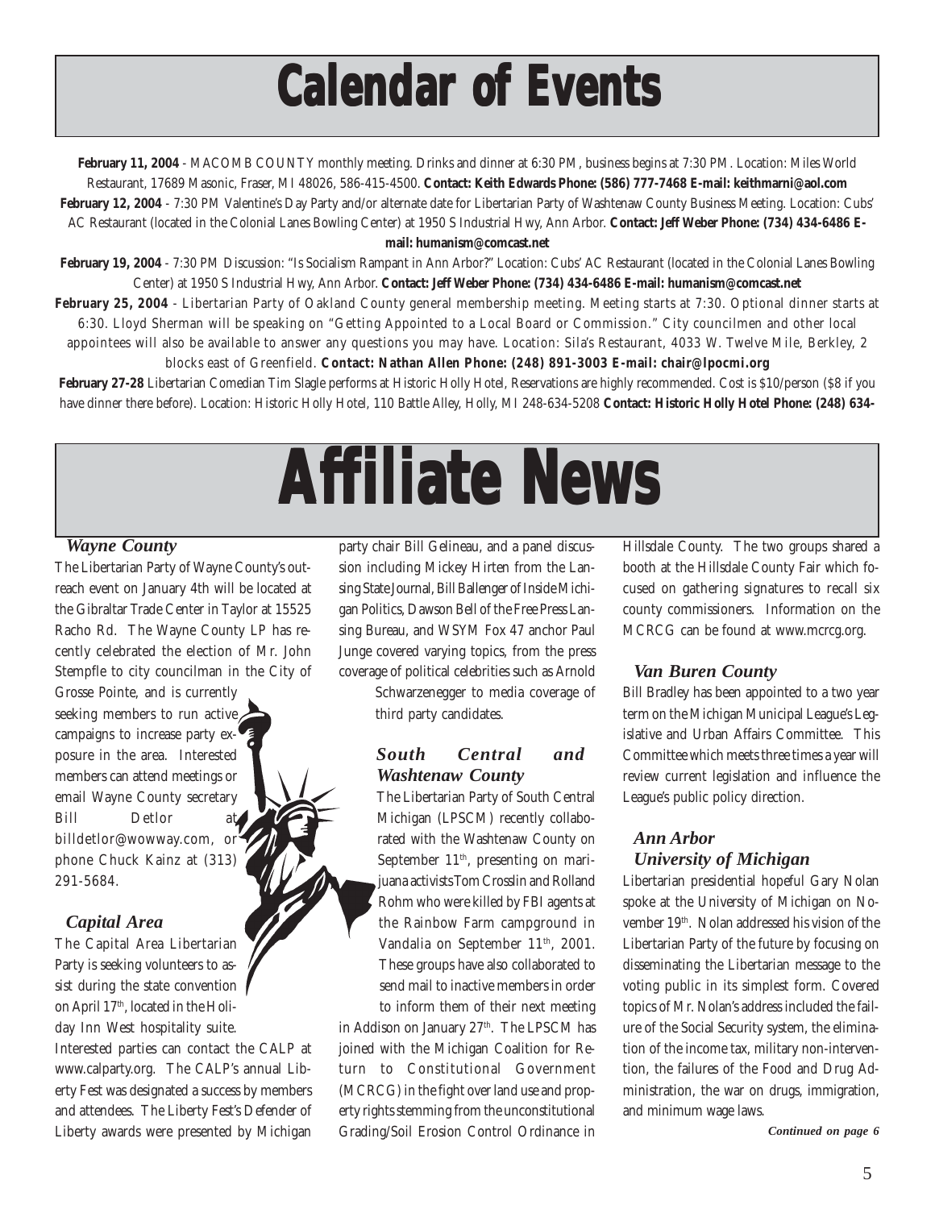# Calendar of Events

**February 11, 2004** - MACOMB COUNTY monthly meeting. Drinks and dinner at 6:30 PM, business begins at 7:30 PM. Location: Miles World Restaurant, 17689 Masonic, Fraser, MI 48026, 586-415-4500. **Contact: Keith Edwards Phone: (586) 777-7468 E-mail: keithmarni@aol.com**

**February 12, 2004** - 7:30 PM Valentine's Day Party and/or alternate date for Libertarian Party of Washtenaw County Business Meeting. Location: Cubs' AC Restaurant (located in the Colonial Lanes Bowling Center) at 1950 S Industrial Hwy, Ann Arbor. **Contact: Jeff Weber Phone: (734) 434-6486 E-mail: humanism@comcast.net**

**February 19, 2004** - 7:30 PM Discussion: "Is Socialism Rampant in Ann Arbor?" Location: Cubs' AC Restaurant (located in the Colonial Lanes Bowling Center) at 1950 S Industrial Hwy, Ann Arbor. **Contact: Jeff Weber Phone: (734) 434-6486 E-mail: humanism@comcast.net**

**February 25, 2004** - Libertarian Party of Oakland County general membership meeting. Meeting starts at 7:30. Optional dinner starts at 6:30. Lloyd Sherman will be speaking on "Getting Appointed to a Local Board or Commission." City councilmen and other local appointees will also be available to answer any questions you may have. Location: Sila's Restaurant, 4033 W. Twelve Mile, Berkley, 2 blocks east of Greenfield. **Contact: Nathan Allen Phone: (248) 891-3003 E-mail: chair@lpocmi.org**

**February 27-28** Libertarian Comedian Tim Slagle performs at Historic Holly Hotel, Reservations are highly recommended. Cost is $10/person ($8 if you have dinner there before). Location: Historic Holly Hotel, 110 Battle Alley, Holly, MI 248-634-5208 **Contact: Historic Holly Hotel Phone: (248) 634-**

# Affiliate News

### *Wayne County*

The Libertarian Party of Wayne County's outreach event on January 4th will be located at the Gibraltar Trade Center in Taylor at 15525 Racho Rd. The Wayne County LP has recently celebrated the election of Mr. John Stempfle to city councilman in the City of Grosse Pointe, and is currently seeking members to run active campaigns to increase party exposure in the area. Interested members can attend meetings or email Wayne County secretary Bill Detlor at billdetlor@wowway.com, or phone Chuck Kainz at (313) 291-5684.

### *Capital Area*

The Capital Area Libertarian Party is seeking volunteers to assist during the state convention on April 17th, located in the Holiday Inn West hospitality suite. Interested parties can contact the CALP at www.calparty.org. The CALP's annual Liberty Fest was designated a success by members and attendees. The Liberty Fest's Defender of Liberty awards were presented by Michigan party chair Bill Gelineau, and a panel discussion including Mickey Hirten from the Lansing State Journal, Bill Ballenger of Inside Michigan Politics, Dawson Bell of the Free Press Lansing Bureau, and WSYM Fox 47 anchor Paul Junge covered varying topics, from the press coverage of political celebrities such as Arnold Schwarzenegger to media coverage of third party candidates.

### *South Central and Washtenaw County*

The Libertarian Party of South Central Michigan (LPSCM) recently collaborated with the Washtenaw County on September 11th, presenting on marijuana activists Tom Crosslin and Rolland Rohm who were killed by FBI agents at the Rainbow Farm campground in Vandalia on September 11th, 2001. These groups have also collaborated to send mail to inactive members in order to inform them of their next meeting in Addison on January 27th. The LPSCM has joined with the Michigan Coalition for Return to Constitutional Government (MCRCG) in the fight over land use and property rights stemming from the unconstitutional Grading/Soil Erosion Control Ordinance in Hillsdale County. The two groups shared a booth at the Hillsdale County Fair which focused on gathering signatures to recall six county commissioners. Information on the MCRCG can be found at www.mcrcg.org.

### *Van Buren County*

Bill Bradley has been appointed to a two year term on the Michigan Municipal League's Legislative and Urban Affairs Committee. This Committee which meets three times a year will review current legislation and influence the League's public policy direction.

### *Ann Arbor University of Michigan*

Libertarian presidential hopeful Gary Nolan spoke at the University of Michigan on November 19th. Nolan addressed his vision of the Libertarian Party of the future by focusing on disseminating the Libertarian message to the voting public in its simplest form. Covered topics of Mr. Nolan's address included the failure of the Social Security system, the elimination of the income tax, military non-intervention, the failures of the Food and Drug Administration, the war on drugs, immigration, and minimum wage laws.

*Continued on page 6*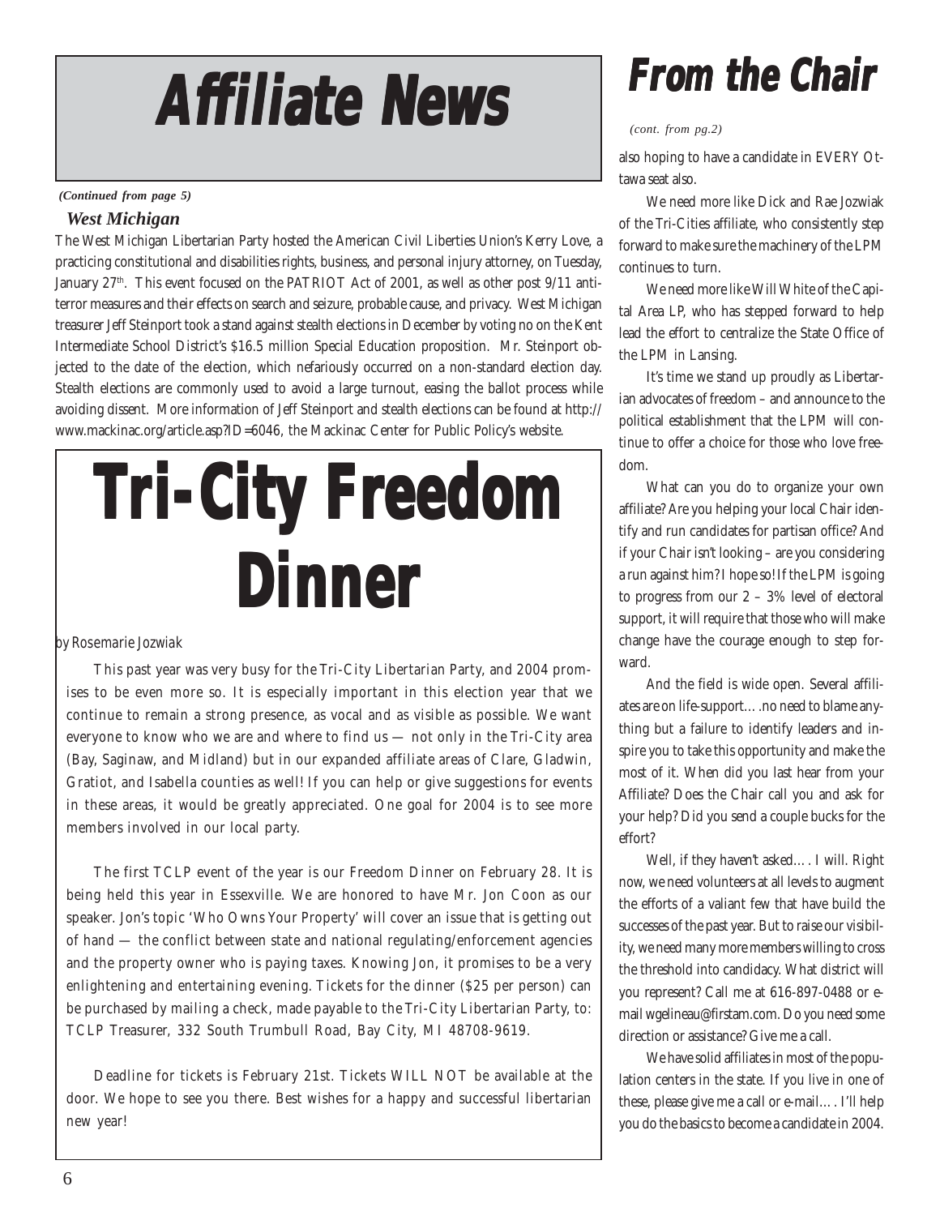# Affiliate News

*(Continued from page 5)*

### *West Michigan*

The West Michigan Libertarian Party hosted the American Civil Liberties Union's Kerry Love, a practicing constitutional and disabilities rights, business, and personal injury attorney, on Tuesday, January 27th. This event focused on the PATRIOT Act of 2001, as well as other post 9/11 anti-terror measures and their effects on search and seizure, probable cause, and privacy. West Michigan treasurer Jeff Steinport took a stand against stealth elections in December by voting no on the Kent Intermediate School District's $16.5 million Special Education proposition. Mr. Steinport objected to the date of the election, which nefariously occurred on a non-standard election day. Stealth elections are commonly used to avoid a large turnout, easing the ballot process while avoiding dissent. More information of Jeff Steinport and stealth elections can be found at http://www.mackinac.org/article.asp?ID=6046, the Mackinac Center for Public Policy's website.

# Tri-City Freedom Dinner

*by Rosemarie Jozwiak*

This past year was very busy for the Tri-City Libertarian Party, and 2004 promises to be even more so. It is especially important in this election year that we continue to remain a strong presence, as vocal and as visible as possible. We want everyone to know who we are and where to find us — not only in the Tri-City area (Bay, Saginaw, and Midland) but in our expanded affiliate areas of Clare, Gladwin, Gratiot, and Isabella counties as well! If you can help or give suggestions for events in these areas, it would be greatly appreciated. One goal for 2004 is to see more members involved in our local party.

The first TCLP event of the year is our Freedom Dinner on February 28. It is being held this year in Essexville. We are honored to have Mr. Jon Coon as our speaker. Jon's topic 'Who Owns Your Property' will cover an issue that is getting out of hand — the conflict between state and national regulating/enforcement agencies and the property owner who is paying taxes. Knowing Jon, it promises to be a very enlightening and entertaining evening. Tickets for the dinner ($25 per person) can be purchased by mailing a check, made payable to the Tri-City Libertarian Party, to: TCLP Treasurer, 332 South Trumbull Road, Bay City, MI 48708-9619.

Deadline for tickets is February 21st. Tickets WILL NOT be available at the door. We hope to see you there. Best wishes for a happy and successful libertarian new year!

# From the Chair

*(cont. from pg.2)*

also hoping to have a candidate in EVERY Ottawa seat also.

We need more like Dick and Rae Jozwiak of the Tri-Cities affiliate, who consistently step forward to make sure the machinery of the LPM continues to turn.

We need more like Will White of the Capital Area LP, who has stepped forward to help lead the effort to centralize the State Office of the LPM in Lansing.

It's time we stand up proudly as Libertarian advocates of freedom – and announce to the political establishment that the LPM will continue to offer a choice for those who love freedom.

What can you do to organize your own affiliate? Are you helping your local Chair identify and run candidates for partisan office? And if your Chair isn't looking – are you considering a run against him? I hope so! If the LPM is going to progress from our 2 – 3% level of electoral support, it will require that those who will make change have the courage enough to step forward.

And the field is wide open. Several affiliates are on life-support….no need to blame anything but a failure to identify leaders and inspire you to take this opportunity and make the most of it. When did you last hear from your Affiliate? Does the Chair call you and ask for your help? Did you send a couple bucks for the effort?

Well, if they haven't asked…. I will. Right now, we need volunteers at all levels to augment the efforts of a valiant few that have build the successes of the past year. But to raise our visibility, we need many more members willing to cross the threshold into candidacy. What district will you represent? Call me at 616-897-0488 or e-mail wgelineau@firstam.com. Do you need some direction or assistance? Give me a call.

We have solid affiliates in most of the population centers in the state. If you live in one of these, please give me a call or e-mail…. I'll help you do the basics to become a candidate in 2004.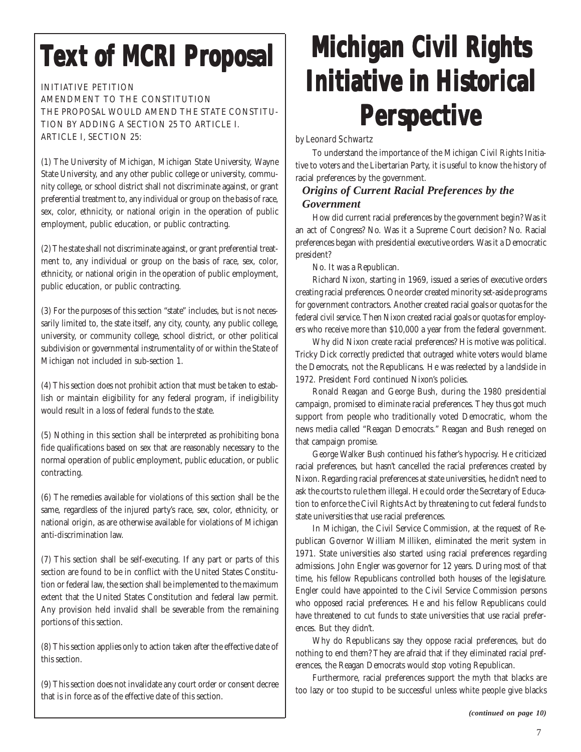# Text of MCRI Proposal

INITIATIVE PETITION
AMENDMENT TO THE CONSTITUTION
THE PROPOSAL WOULD AMEND THE STATE CONSTITUTION BY ADDING A SECTION 25 TO ARTICLE I.
ARTICLE I, SECTION 25:

(1) The University of Michigan, Michigan State University, Wayne State University, and any other public college or university, community college, or school district shall not discriminate against, or grant preferential treatment to, any individual or group on the basis of race, sex, color, ethnicity, or national origin in the operation of public employment, public education, or public contracting.

(2) The state shall not discriminate against, or grant preferential treatment to, any individual or group on the basis of race, sex, color, ethnicity, or national origin in the operation of public employment, public education, or public contracting.

(3) For the purposes of this section "state" includes, but is not necessarily limited to, the state itself, any city, county, any public college, university, or community college, school district, or other political subdivision or governmental instrumentality of or within the State of Michigan not included in sub-section 1.

(4) This section does not prohibit action that must be taken to establish or maintain eligibility for any federal program, if ineligibility would result in a loss of federal funds to the state.

(5) Nothing in this section shall be interpreted as prohibiting bona fide qualifications based on sex that are reasonably necessary to the normal operation of public employment, public education, or public contracting.

(6) The remedies available for violations of this section shall be the same, regardless of the injured party's race, sex, color, ethnicity, or national origin, as are otherwise available for violations of Michigan anti-discrimination law.

(7) This section shall be self-executing. If any part or parts of this section are found to be in conflict with the United States Constitution or federal law, the section shall be implemented to the maximum extent that the United States Constitution and federal law permit. Any provision held invalid shall be severable from the remaining portions of this section.

(8) This section applies only to action taken after the effective date of this section.

(9) This section does not invalidate any court order or consent decree that is in force as of the effective date of this section.

# Michigan Civil Rights Initiative in Historical Perspective

*by Leonard Schwartz*

To understand the importance of the Michigan Civil Rights Initiative to voters and the Libertarian Party, it is useful to know the history of racial preferences by the government.

### *Origins of Current Racial Preferences by the Government*

How did current racial preferences by the government begin? Was it an act of Congress? No. Was it a Supreme Court decision? No. Racial preferences began with presidential executive orders. Was it a Democratic president?

No. It was a Republican.

Richard Nixon, starting in 1969, issued a series of executive orders creating racial preferences. One order created minority set-aside programs for government contractors. Another created racial goals or quotas for the federal civil service. Then Nixon created racial goals or quotas for employers who receive more than $10,000 a year from the federal government.

Why did Nixon create racial preferences? His motive was political. Tricky Dick correctly predicted that outraged white voters would blame the Democrats, not the Republicans. He was reelected by a landslide in 1972. President Ford continued Nixon's policies.

Ronald Reagan and George Bush, during the 1980 presidential campaign, promised to eliminate racial preferences. They thus got much support from people who traditionally voted Democratic, whom the news media called "Reagan Democrats." Reagan and Bush reneged on that campaign promise.

George Walker Bush continued his father's hypocrisy. He criticized racial preferences, but hasn't cancelled the racial preferences created by Nixon. Regarding racial preferences at state universities, he didn't need to ask the courts to rule them illegal. He could order the Secretary of Education to enforce the Civil Rights Act by threatening to cut federal funds to state universities that use racial preferences.

In Michigan, the Civil Service Commission, at the request of Republican Governor William Milliken, eliminated the merit system in 1971. State universities also started using racial preferences regarding admissions. John Engler was governor for 12 years. During most of that time, his fellow Republicans controlled both houses of the legislature. Engler could have appointed to the Civil Service Commission persons who opposed racial preferences. He and his fellow Republicans could have threatened to cut funds to state universities that use racial preferences. But they didn't.

Why do Republicans say they oppose racial preferences, but do nothing to end them? They are afraid that if they eliminated racial preferences, the Reagan Democrats would stop voting Republican.

Furthermore, racial preferences support the myth that blacks are too lazy or too stupid to be successful unless white people give blacks

***(continued on page 10)***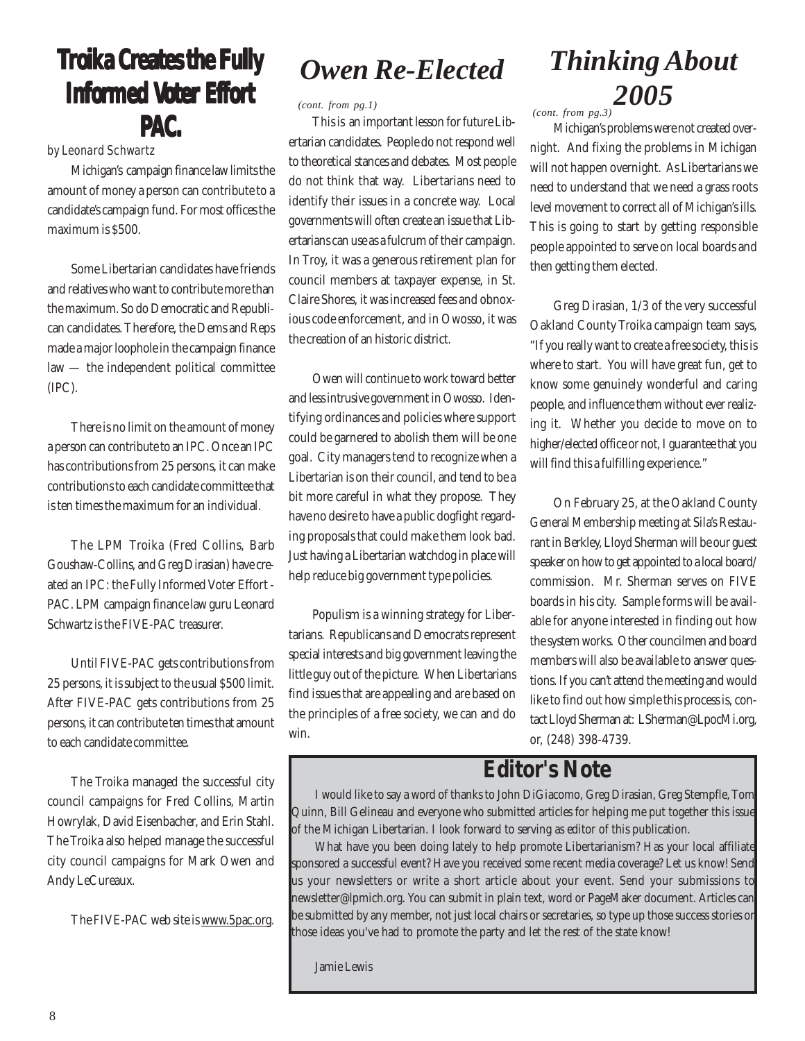## Troika Creates the Fully Informed Voter Effort PAC.

*by Leonard Schwartz*

Michigan's campaign finance law limits the amount of money a person can contribute to a candidate's campaign fund. For most offices the maximum is $500.

Some Libertarian candidates have friends and relatives who want to contribute more than the maximum. So do Democratic and Republican candidates. Therefore, the Dems and Reps made a major loophole in the campaign finance law — the independent political committee (IPC).

There is no limit on the amount of money a person can contribute to an IPC. Once an IPC has contributions from 25 persons, it can make contributions to each candidate committee that is ten times the maximum for an individual.

The LPM Troika (Fred Collins, Barb Goushaw-Collins, and Greg Dirasian) have created an IPC: the Fully Informed Voter Effort - PAC. LPM campaign finance law guru Leonard Schwartz is the FIVE-PAC treasurer.

Until FIVE-PAC gets contributions from 25 persons, it is subject to the usual $500 limit. After FIVE-PAC gets contributions from 25 persons, it can contribute ten times that amount to each candidate committee.

The Troika managed the successful city council campaigns for Fred Collins, Martin Howrylak, David Eisenbacher, and Erin Stahl. The Troika also helped manage the successful city council campaigns for Mark Owen and Andy LeCureaux.

The FIVE-PAC web site is www.5pac.org.

## *Owen Re-Elected*

*(cont. from pg.1)*

This is an important lesson for future Libertarian candidates. People do not respond well to theoretical stances and debates. Most people do not think that way. Libertarians need to identify their issues in a concrete way. Local governments will often create an issue that Libertarians can use as a fulcrum of their campaign. In Troy, it was a generous retirement plan for council members at taxpayer expense, in St. Claire Shores, it was increased fees and obnoxious code enforcement, and in Owosso, it was the creation of an historic district.

Owen will continue to work toward better and less intrusive government in Owosso. Identifying ordinances and policies where support could be garnered to abolish them will be one goal. City managers tend to recognize when a Libertarian is on their council, and tend to be a bit more careful in what they propose. They have no desire to have a public dogfight regarding proposals that could make them look bad. Just having a Libertarian watchdog in place will help reduce big government type policies.

Populism is a winning strategy for Libertarians. Republicans and Democrats represent special interests and big government leaving the little guy out of the picture. When Libertarians find issues that are appealing and are based on the principles of a free society, we can and do win.

## *Thinking About 2005*

*(cont. from pg.3)*

Michigan's problems were not created overnight. And fixing the problems in Michigan will not happen overnight. As Libertarians we need to understand that we need a grass roots level movement to correct all of Michigan's ills. This is going to start by getting responsible people appointed to serve on local boards and then getting them elected.

Greg Dirasian, 1/3 of the very successful Oakland County Troika campaign team says, "If you really want to create a free society, this is where to start. You will have great fun, get to know some genuinely wonderful and caring people, and influence them without ever realizing it. Whether you decide to move on to higher/elected office or not, I guarantee that you will find this a fulfilling experience."

On February 25, at the Oakland County General Membership meeting at Sila's Restaurant in Berkley, Lloyd Sherman will be our guest speaker on how to get appointed to a local board/commission. Mr. Sherman serves on FIVE boards in his city. Sample forms will be available for anyone interested in finding out how the system works. Other councilmen and board members will also be available to answer questions. If you can't attend the meeting and would like to find out how simple this process is, contact Lloyd Sherman at: LSherman@LpocMi.org, or, (248) 398-4739.

## Editor's Note

I would like to say a word of thanks to John DiGiacomo, Greg Dirasian, Greg Stempfle, Tom Quinn, Bill Gelineau and everyone who submitted articles for helping me put together this issue of the Michigan Libertarian. I look forward to serving as editor of this publication.

What have you been doing lately to help promote Libertarianism? Has your local affiliate sponsored a successful event? Have you received some recent media coverage? Let us know! Send us your newsletters or write a short article about your event. Send your submissions to newsletter@lpmich.org. You can submit in plain text, word or PageMaker document. Articles can be submitted by any member, not just local chairs or secretaries, so type up those success stories or those ideas you've had to promote the party and let the rest of the state know!

Jamie Lewis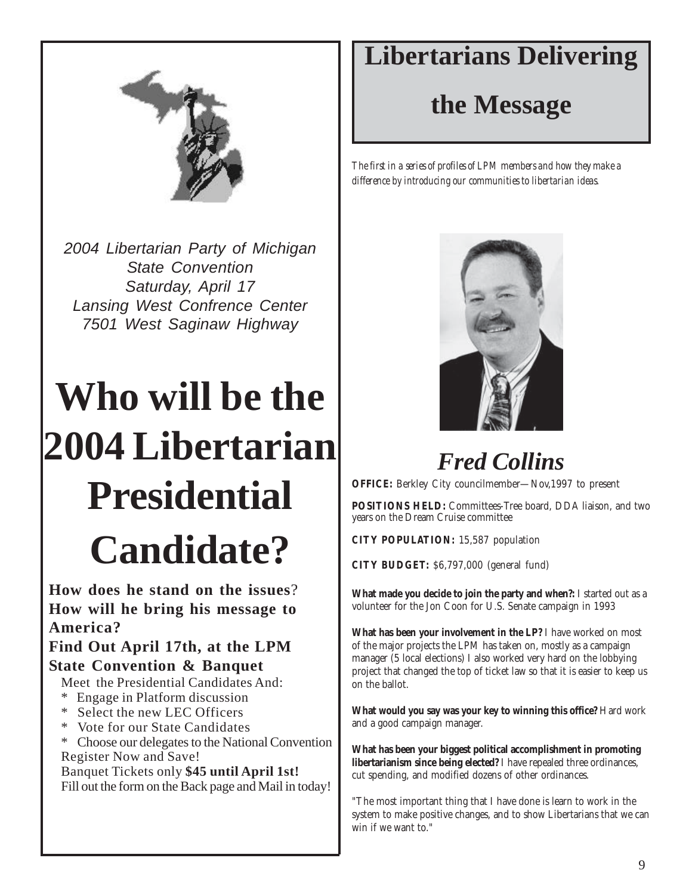*2004 Libertarian Party of Michigan*
*State Convention*
*Saturday, April 17*
*Lansing West Confrence Center*
*7501 West Saginaw Highway*

# Who will be the 2004 Libertarian Presidential Candidate?

**How does he stand on the issues**? **How will he bring his message to America?**

**Find Out April 17th, at the LPM State Convention & Banquet**

Meet the Presidential Candidates And:

* Engage in Platform discussion
* Select the new LEC Officers
* Vote for our State Candidates
* Choose our delegates to the National Convention

Register Now and Save!

Banquet Tickets only **$45 until April 1st!**

Fill out the form on the Back page and Mail in today!

# Libertarians Delivering the Message

*The first in a series of profiles of LPM members and how they make a difference by introducing our communities to libertarian ideas.*

## *Fred Collins*

**OFFICE:** Berkley City councilmember—Nov,1997 to present

**POSITIONS HELD:** Committees-Tree board, DDA liaison, and two years on the Dream Cruise committee

**CITY POPULATION:** 15,587 population

**CITY BUDGET:** $6,797,000 (general fund)

**What made you decide to join the party and when?:** I started out as a volunteer for the Jon Coon for U.S. Senate campaign in 1993

**What has been your involvement in the LP?** I have worked on most of the major projects the LPM has taken on, mostly as a campaign manager (5 local elections) I also worked very hard on the lobbying project that changed the top of ticket law so that it is easier to keep us on the ballot.

**What would you say was your key to winning this office?** Hard work and a good campaign manager.

**What has been your biggest political accomplishment in promoting libertarianism since being elected?** I have repealed three ordinances, cut spending, and modified dozens of other ordinances.

"The most important thing that I have done is learn to work in the system to make positive changes, and to show Libertarians that we can win if we want to."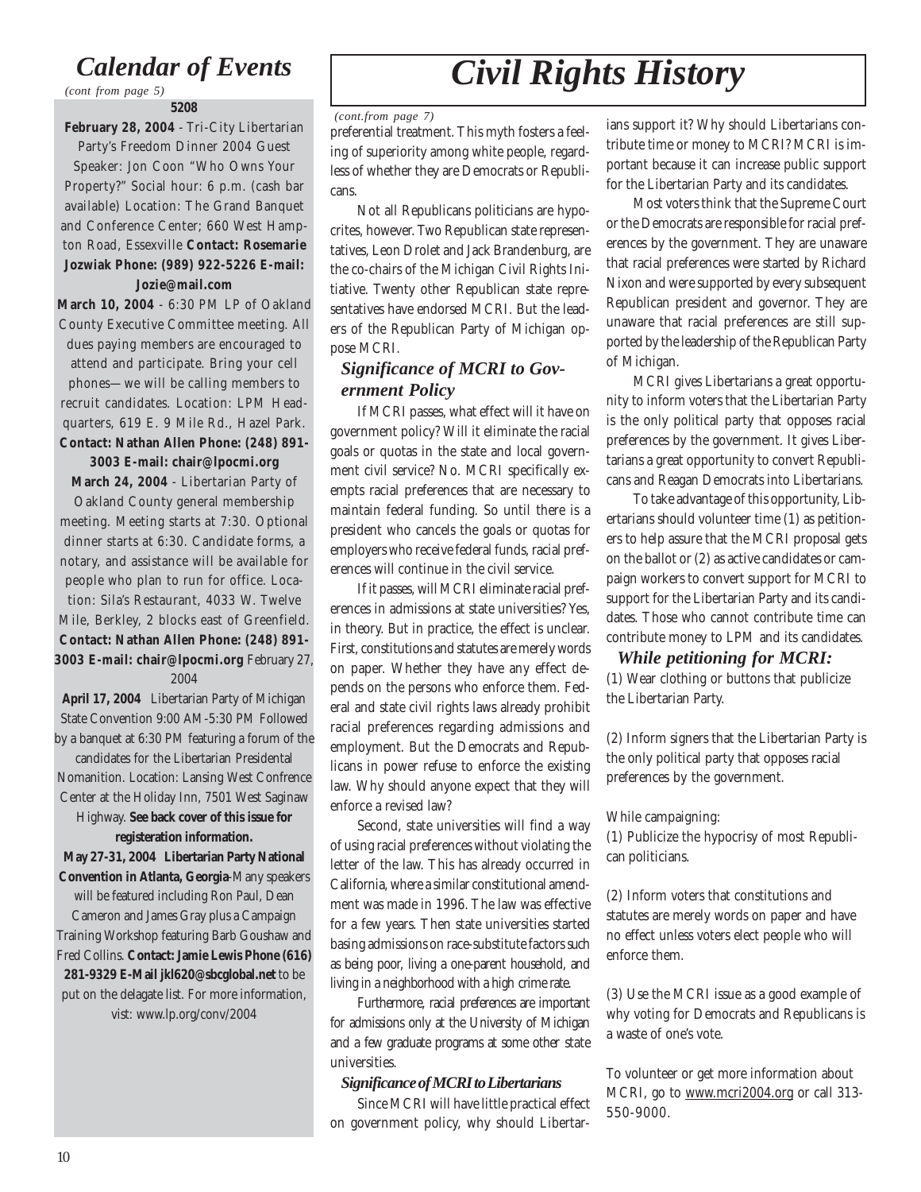# Calendar of Events

*(cont from page 5)*

**5208**

**February 28, 2004** - Tri-City Libertarian Party's Freedom Dinner 2004 Guest Speaker: Jon Coon "Who Owns Your Property?" Social hour: 6 p.m. (cash bar available) Location: The Grand Banquet and Conference Center; 660 West Hampton Road, Essexville **Contact: Rosemarie Jozwiak Phone: (989) 922-5226 E-mail: Jozie@mail.com**

**March 10, 2004** - 6:30 PM LP of Oakland County Executive Committee meeting. All dues paying members are encouraged to attend and participate. Bring your cell phones—we will be calling members to recruit candidates. Location: LPM Headquarters, 619 E. 9 Mile Rd., Hazel Park. **Contact: Nathan Allen Phone: (248) 891-3003 E-mail: chair@lpocmi.org**

**March 24, 2004** - Libertarian Party of Oakland County general membership meeting. Meeting starts at 7:30. Optional dinner starts at 6:30. Candidate forms, a notary, and assistance will be available for people who plan to run for office. Location: Sila's Restaurant, 4033 W. Twelve Mile, Berkley, 2 blocks east of Greenfield. **Contact: Nathan Allen Phone: (248) 891-3003 E-mail: chair@lpocmi.org** February 27, 2004

**April 17, 2004** Libertarian Party of Michigan State Convention 9:00 AM-5:30 PM Followed by a banquet at 6:30 PM featuring a forum of the candidates for the Libertarian Presidental Nomanition. Location: Lansing West Confrence Center at the Holiday Inn, 7501 West Saginaw Highway. **See back cover of this issue for registeration information.**

**May 27-31, 2004 Libertarian Party National Convention in Atlanta, Georgia**-Many speakers will be featured including Ron Paul, Dean Cameron and James Gray plus a Campaign Training Workshop featuring Barb Goushaw and Fred Collins. **Contact: Jamie Lewis Phone (616) 281-9329 E-Mail jkl620@sbcglobal.net** to be put on the delagate list. For more information, vist: www.lp.org/conv/2004

# Civil Rights History

*(cont.from page 7)*

preferential treatment. This myth fosters a feeling of superiority among white people, regardless of whether they are Democrats or Republicans.

Not all Republicans politicians are hypocrites, however. Two Republican state representatives, Leon Drolet and Jack Brandenburg, are the co-chairs of the Michigan Civil Rights Initiative. Twenty other Republican state representatives have endorsed MCRI. But the leaders of the Republican Party of Michigan oppose MCRI.

## *Significance of MCRI to Government Policy*

If MCRI passes, what effect will it have on government policy? Will it eliminate the racial goals or quotas in the state and local government civil service? No. MCRI specifically exempts racial preferences that are necessary to maintain federal funding. So until there is a president who cancels the goals or quotas for employers who receive federal funds, racial preferences will continue in the civil service.

If it passes, will MCRI eliminate racial preferences in admissions at state universities? Yes, in theory. But in practice, the effect is unclear. First, constitutions and statutes are merely words on paper. Whether they have any effect depends on the persons who enforce them. Federal and state civil rights laws already prohibit racial preferences regarding admissions and employment. But the Democrats and Republicans in power refuse to enforce the existing law. Why should anyone expect that they will enforce a revised law?

Second, state universities will find a way of using racial preferences without violating the letter of the law. This has already occurred in California, where a similar constitutional amendment was made in 1996. The law was effective for a few years. Then state universities started basing admissions on race-substitute factors such as being poor, living a one-parent household, and living in a neighborhood with a high crime rate.

Furthermore, racial preferences are important for admissions only at the University of Michigan and a few graduate programs at some other state universities.

### *Significance of MCRI to Libertarians*

Since MCRI will have little practical effect on government policy, why should Libertarians support it? Why should Libertarians contribute time or money to MCRI? MCRI is important because it can increase public support for the Libertarian Party and its candidates.

Most voters think that the Supreme Court or the Democrats are responsible for racial preferences by the government. They are unaware that racial preferences were started by Richard Nixon and were supported by every subsequent Republican president and governor. They are unaware that racial preferences are still supported by the leadership of the Republican Party of Michigan.

MCRI gives Libertarians a great opportunity to inform voters that the Libertarian Party is the only political party that opposes racial preferences by the government. It gives Libertarians a great opportunity to convert Republicans and Reagan Democrats into Libertarians.

To take advantage of this opportunity, Libertarians should volunteer time (1) as petitioners to help assure that the MCRI proposal gets on the ballot or (2) as active candidates or campaign workers to convert support for MCRI to support for the Libertarian Party and its candidates. Those who cannot contribute time can contribute money to LPM and its candidates.

### *While petitioning for MCRI:*

(1) Wear clothing or buttons that publicize the Libertarian Party.

(2) Inform signers that the Libertarian Party is the only political party that opposes racial preferences by the government.

While campaigning:

(1) Publicize the hypocrisy of most Republican politicians.

(2) Inform voters that constitutions and statutes are merely words on paper and have no effect unless voters elect people who will enforce them.

(3) Use the MCRI issue as a good example of why voting for Democrats and Republicans is a waste of one's vote.

To volunteer or get more information about MCRI, go to www.mcri2004.org or call 313-550-9000.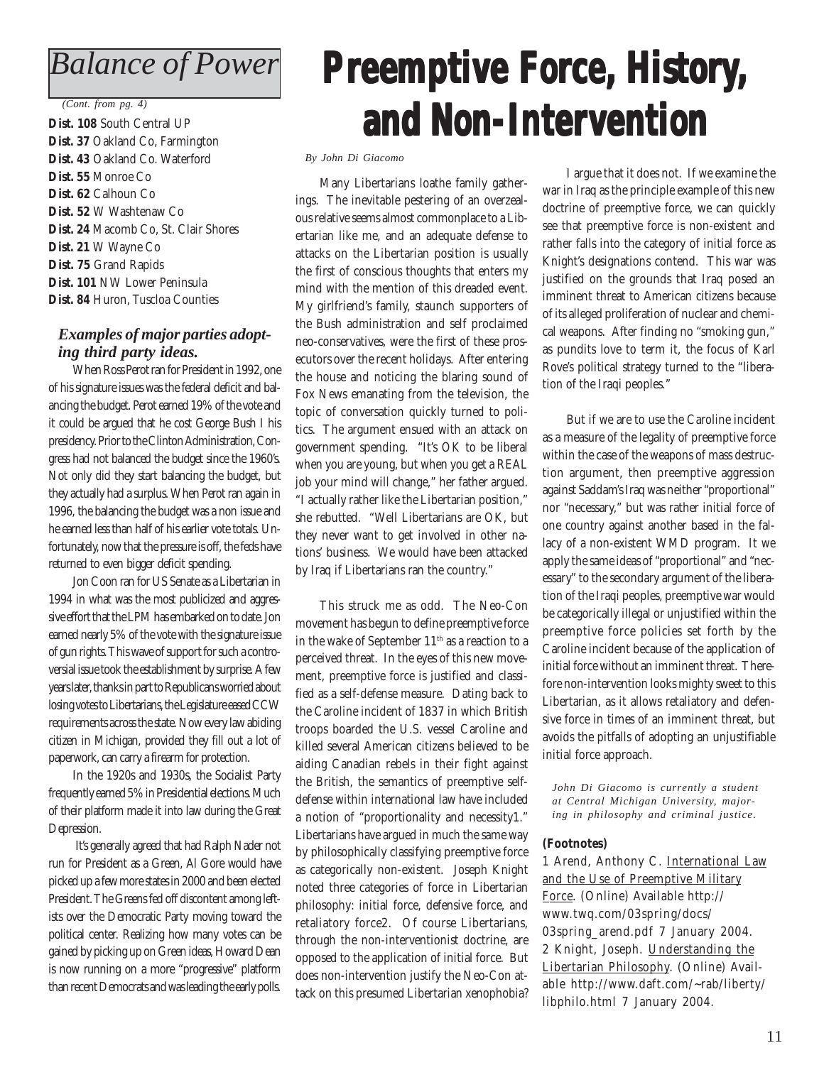## Balance of Power

*(Cont. from pg. 4)*

**Dist. 108** South Central UP
**Dist. 37** Oakland Co, Farmington
**Dist. 43** Oakland Co. Waterford
**Dist. 55** Monroe Co
**Dist. 62** Calhoun Co
**Dist. 52** W Washtenaw Co
**Dist. 24** Macomb Co, St. Clair Shores
**Dist. 21** W Wayne Co
**Dist. 75** Grand Rapids
**Dist. 101** NW Lower Peninsula
**Dist. 84** Huron, Tuscloa Counties

### *Examples of major parties adopting third party ideas.*

When Ross Perot ran for President in 1992, one of his signature issues was the federal deficit and balancing the budget. Perot earned 19% of the vote and it could be argued that he cost George Bush I his presidency. Prior to the Clinton Administration, Congress had not balanced the budget since the 1960's. Not only did they start balancing the budget, but they actually had a surplus. When Perot ran again in 1996, the balancing the budget was a non issue and he earned less than half of his earlier vote totals. Unfortunately, now that the pressure is off, the feds have returned to even bigger deficit spending.

Jon Coon ran for US Senate as a Libertarian in 1994 in what was the most publicized and aggressive effort that the LPM has embarked on to date. Jon earned nearly 5% of the vote with the signature issue of gun rights. This wave of support for such a controversial issue took the establishment by surprise. A few years later, thanks in part to Republicans worried about losing votes to Libertarians, the Legislature eased CCW requirements across the state. Now every law abiding citizen in Michigan, provided they fill out a lot of paperwork, can carry a firearm for protection.

In the 1920s and 1930s, the Socialist Party frequently earned 5% in Presidential elections. Much of their platform made it into law during the Great Depression.

It's generally agreed that had Ralph Nader not run for President as a Green, Al Gore would have picked up a few more states in 2000 and been elected President. The Greens fed off discontent among leftists over the Democratic Party moving toward the political center. Realizing how many votes can be gained by picking up on Green ideas, Howard Dean is now running on a more "progressive" platform than recent Democrats and was leading the early polls.

# Preemptive Force, History, and Non-Intervention

*By John Di Giacomo*

Many Libertarians loathe family gatherings. The inevitable pestering of an overzealous relative seems almost commonplace to a Libertarian like me, and an adequate defense to attacks on the Libertarian position is usually the first of conscious thoughts that enters my mind with the mention of this dreaded event. My girlfriend's family, staunch supporters of the Bush administration and self proclaimed neo-conservatives, were the first of these prosecutors over the recent holidays. After entering the house and noticing the blaring sound of Fox News emanating from the television, the topic of conversation quickly turned to politics. The argument ensued with an attack on government spending. "It's OK to be liberal when you are young, but when you get a REAL job your mind will change," her father argued. "I actually rather like the Libertarian position," she rebutted. "Well Libertarians are OK, but they never want to get involved in other nations' business. We would have been attacked by Iraq if Libertarians ran the country."

This struck me as odd. The Neo-Con movement has begun to define preemptive force in the wake of September 11th as a reaction to a perceived threat. In the eyes of this new movement, preemptive force is justified and classified as a self-defense measure. Dating back to the Caroline incident of 1837 in which British troops boarded the U.S. vessel Caroline and killed several American citizens believed to be aiding Canadian rebels in their fight against the British, the semantics of preemptive self-defense within international law have included a notion of "proportionality and necessity1." Libertarians have argued in much the same way by philosophically classifying preemptive force as categorically non-existent. Joseph Knight noted three categories of force in Libertarian philosophy: initial force, defensive force, and retaliatory force2. Of course Libertarians, through the non-interventionist doctrine, are opposed to the application of initial force. But does non-intervention justify the Neo-Con attack on this presumed Libertarian xenophobia?

I argue that it does not. If we examine the war in Iraq as the principle example of this new doctrine of preemptive force, we can quickly see that preemptive force is non-existent and rather falls into the category of initial force as Knight's designations contend. This war was justified on the grounds that Iraq posed an imminent threat to American citizens because of its alleged proliferation of nuclear and chemical weapons. After finding no "smoking gun," as pundits love to term it, the focus of Karl Rove's political strategy turned to the "liberation of the Iraqi peoples."

But if we are to use the Caroline incident as a measure of the legality of preemptive force within the case of the weapons of mass destruction argument, then preemptive aggression against Saddam's Iraq was neither "proportional" nor "necessary," but was rather initial force of one country against another based in the fallacy of a non-existent WMD program. It we apply the same ideas of "proportional" and "necessary" to the secondary argument of the liberation of the Iraqi peoples, preemptive war would be categorically illegal or unjustified within the preemptive force policies set forth by the Caroline incident because of the application of initial force without an imminent threat. Therefore non-intervention looks mighty sweet to this Libertarian, as it allows retaliatory and defensive force in times of an imminent threat, but avoids the pitfalls of adopting an unjustifiable initial force approach.

*John Di Giacomo is currently a student at Central Michigan University, majoring in philosophy and criminal justice.*

**(Footnotes)**

1 Arend, Anthony C. International Law and the Use of Preemptive Military Force. (Online) Available http://www.twq.com/03spring/docs/03spring_arend.pdf 7 January 2004.

2 Knight, Joseph. Understanding the Libertarian Philosophy. (Online) Available http://www.daft.com/~rab/liberty/libphilo.html 7 January 2004.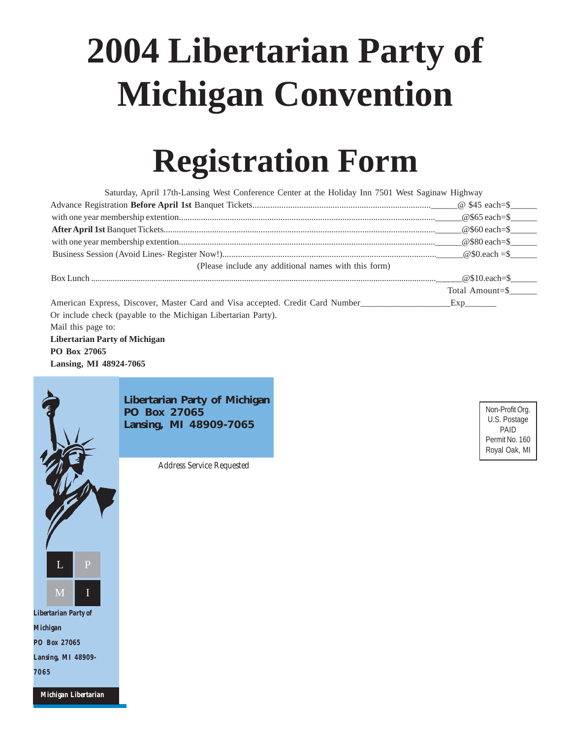# 2004 Libertarian Party of Michigan Convention

# Registration Form

Saturday, April 17th-Lansing West Conference Center at the Holiday Inn 7501 West Saginaw Highway

| | |
|---|---|
| Advance Registration **Before April 1st** Banquet Tickets...... | ______@ $45 each=$______ |
| with one year membership extention...... | ______@$65 each=$______ |
| **After April 1st** Banquet Tickets...... | ______@$60 each=$______ |
| with one year membership extention...... | ______@$80 each=$______ |
| Business Session (Avoid Lines- Register Now!)...... | ______@$0.each =$______ |
| (Please include any additional names with this form) | |
| Box Lunch ...... | ______@$10.each=$______ |
| | Total Amount=$______ |

American Express, Discover, Master Card and Visa accepted. Credit Card Number___________________Exp_______

Or include check (payable to the Michigan Libertarian Party).

Mail this page to:

**Libertarian Party of Michigan**
**PO Box 27065**
**Lansing, MI 48924-7065**

**Libertarian Party of Michigan**
**PO Box 27065**
**Lansing, MI 48909-7065**

*Address Service Requested*

Non-Profit Org.
U.S. Postage
PAID
Permit No. 160
Royal Oak, MI

L P
M I

***Libertarian Party of Michigan***
***PO Box 27065***
***Lansing, MI 48909-7065***

***Michigan Libertarian***